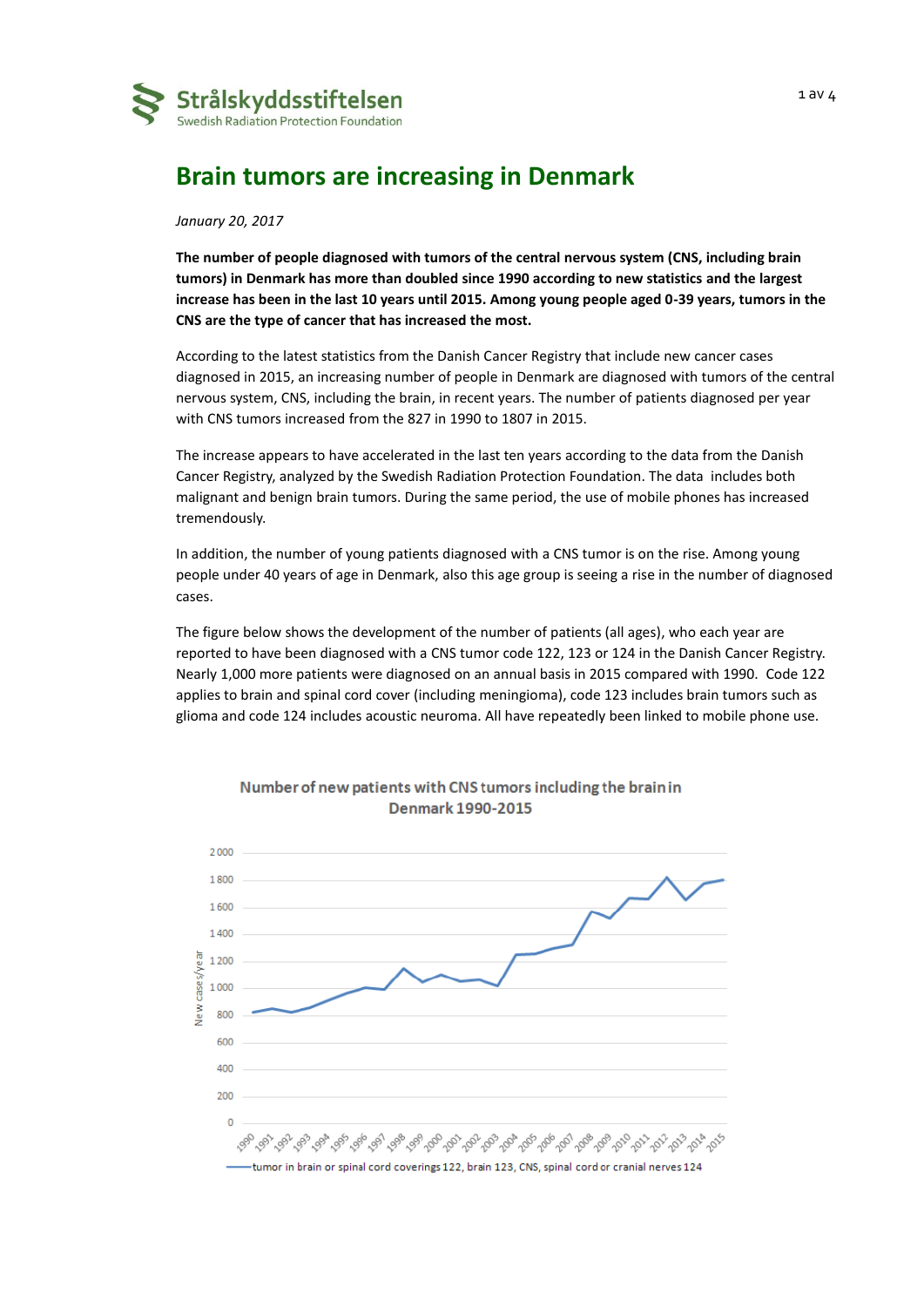Strålskyddsstiftelsen
Swedish Radiation Protection Foundation

# Brain tumors are increasing in Denmark

*January 20, 2017*

**The number of people diagnosed with tumors of the central nervous system (CNS, including brain tumors) in Denmark has more than doubled since 1990 according to new statistics and the largest increase has been in the last 10 years until 2015. Among young people aged 0-39 years, tumors in the CNS are the type of cancer that has increased the most.**

According to the latest statistics from the Danish Cancer Registry that include new cancer cases diagnosed in 2015, an increasing number of people in Denmark are diagnosed with tumors of the central nervous system, CNS, including the brain, in recent years. The number of patients diagnosed per year with CNS tumors increased from the 827 in 1990 to 1807 in 2015.

The increase appears to have accelerated in the last ten years according to the data from the Danish Cancer Registry, analyzed by the Swedish Radiation Protection Foundation. The data includes both malignant and benign brain tumors. During the same period, the use of mobile phones has increased tremendously.

In addition, the number of young patients diagnosed with a CNS tumor is on the rise. Among young people under 40 years of age in Denmark, also this age group is seeing a rise in the number of diagnosed cases.

The figure below shows the development of the number of patients (all ages), who each year are reported to have been diagnosed with a CNS tumor code 122, 123 or 124 in the Danish Cancer Registry. Nearly 1,000 more patients were diagnosed on an annual basis in 2015 compared with 1990. Code 122 applies to brain and spinal cord cover (including meningioma), code 123 includes brain tumors such as glioma and code 124 includes acoustic neuroma. All have repeatedly been linked to mobile phone use.

Number of new patients with CNS tumors including the brain in Denmark 1990-2015

— tumor in brain or spinal cord coverings 122, brain 123, CNS, spinal cord or cranial nerves 124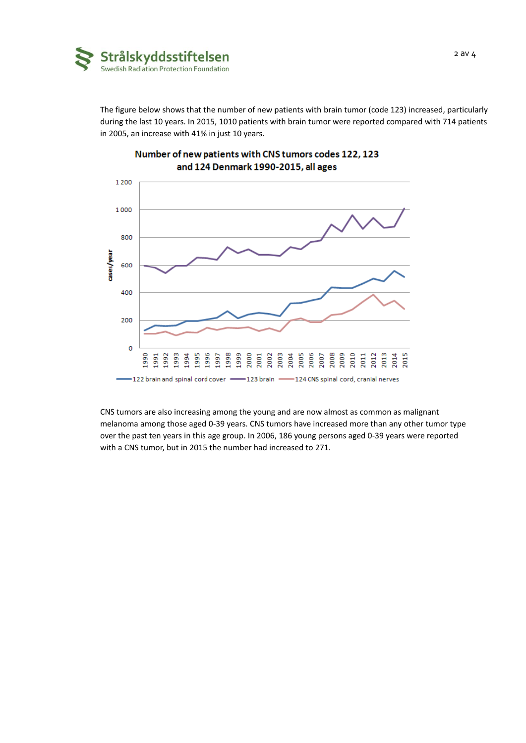The figure below shows that the number of new patients with brain tumor (code 123) increased, particularly during the last 10 years. In 2015, 1010 patients with brain tumor were reported compared with 714 patients in 2005, an increase with 41% in just 10 years.

**Number of new patients with CNS tumors codes 122, 123 and 124 Denmark 1990-2015, all ages**

CNS tumors are also increasing among the young and are now almost as common as malignant melanoma among those aged 0-39 years. CNS tumors have increased more than any other tumor type over the past ten years in this age group. In 2006, 186 young persons aged 0-39 years were reported with a CNS tumor, but in 2015 the number had increased to 271.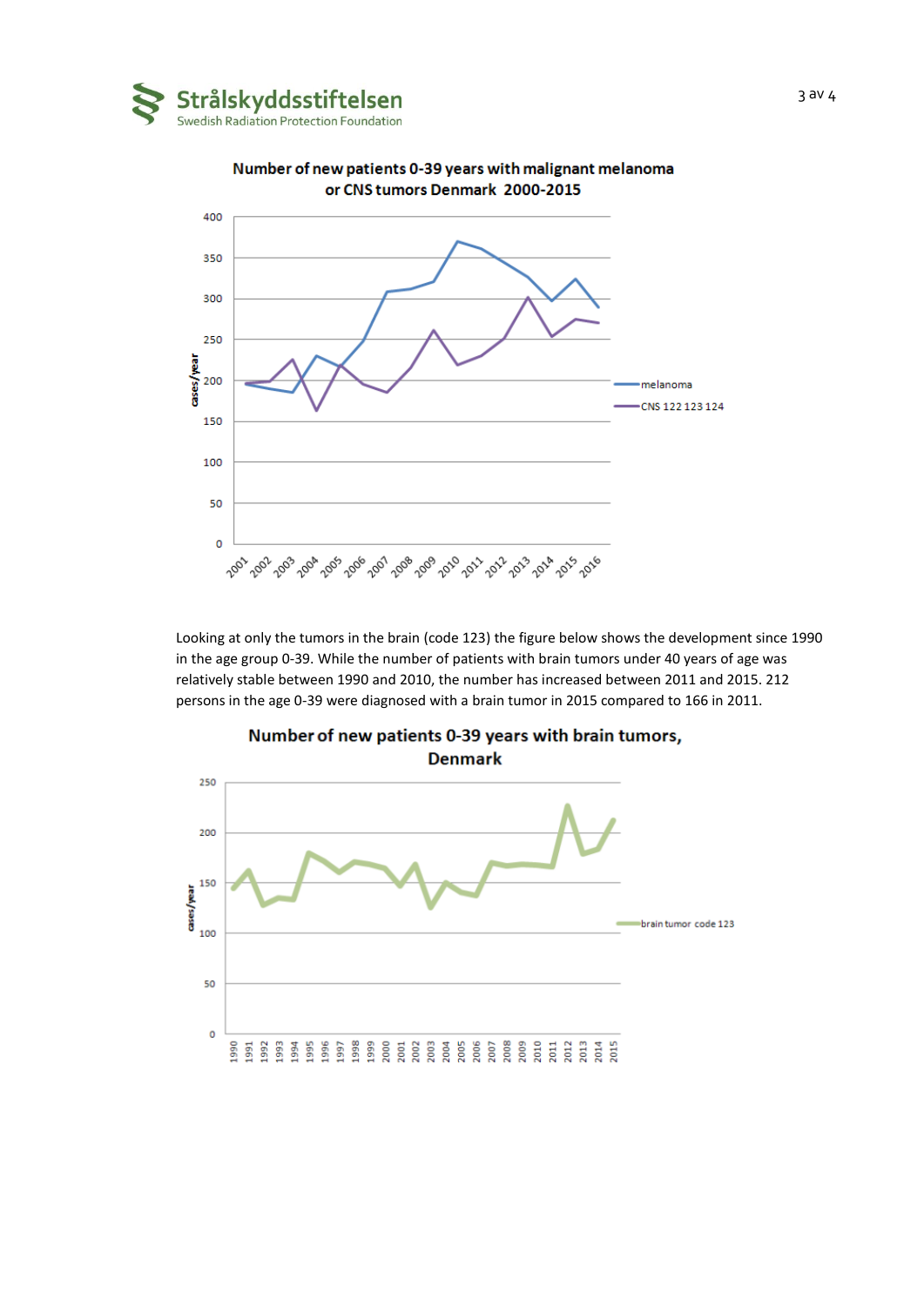**Number of new patients 0-39 years with malignant melanoma or CNS tumors Denmark 2000-2015**

Looking at only the tumors in the brain (code 123) the figure below shows the development since 1990 in the age group 0-39. While the number of patients with brain tumors under 40 years of age was relatively stable between 1990 and 2010, the number has increased between 2011 and 2015. 212 persons in the age 0-39 were diagnosed with a brain tumor in 2015 compared to 166 in 2011.

**Number of new patients 0-39 years with brain tumors, Denmark**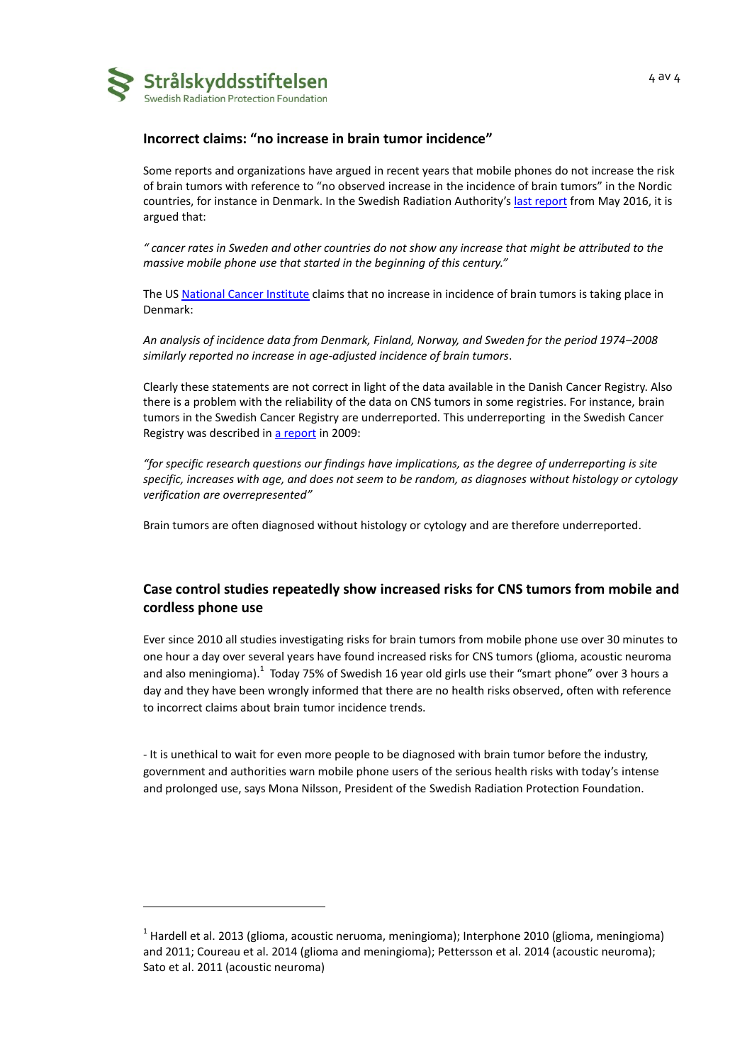## Incorrect claims: "no increase in brain tumor incidence"

Some reports and organizations have argued in recent years that mobile phones do not increase the risk of brain tumors with reference to "no observed increase in the incidence of brain tumors" in the Nordic countries, for instance in Denmark. In the Swedish Radiation Authority's last report from May 2016, it is argued that:

*" cancer rates in Sweden and other countries do not show any increase that might be attributed to the massive mobile phone use that started in the beginning of this century."*

The US National Cancer Institute claims that no increase in incidence of brain tumors is taking place in Denmark:

*An analysis of incidence data from Denmark, Finland, Norway, and Sweden for the period 1974–2008 similarly reported no increase in age-adjusted incidence of brain tumors*.

Clearly these statements are not correct in light of the data available in the Danish Cancer Registry. Also there is a problem with the reliability of the data on CNS tumors in some registries. For instance, brain tumors in the Swedish Cancer Registry are underreported. This underreporting in the Swedish Cancer Registry was described in a report in 2009:

*"for specific research questions our findings have implications, as the degree of underreporting is site specific, increases with age, and does not seem to be random, as diagnoses without histology or cytology verification are overrepresented"*

Brain tumors are often diagnosed without histology or cytology and are therefore underreported.

## Case control studies repeatedly show increased risks for CNS tumors from mobile and cordless phone use

Ever since 2010 all studies investigating risks for brain tumors from mobile phone use over 30 minutes to one hour a day over several years have found increased risks for CNS tumors (glioma, acoustic neuroma and also meningioma).[1] Today 75% of Swedish 16 year old girls use their "smart phone" over 3 hours a day and they have been wrongly informed that there are no health risks observed, often with reference to incorrect claims about brain tumor incidence trends.

- It is unethical to wait for even more people to be diagnosed with brain tumor before the industry, government and authorities warn mobile phone users of the serious health risks with today's intense and prolonged use, says Mona Nilsson, President of the Swedish Radiation Protection Foundation.

---

[1] Hardell et al. 2013 (glioma, acoustic neruoma, meningioma); Interphone 2010 (glioma, meningioma) and 2011; Coureau et al. 2014 (glioma and meningioma); Pettersson et al. 2014 (acoustic neuroma); Sato et al. 2011 (acoustic neuroma)